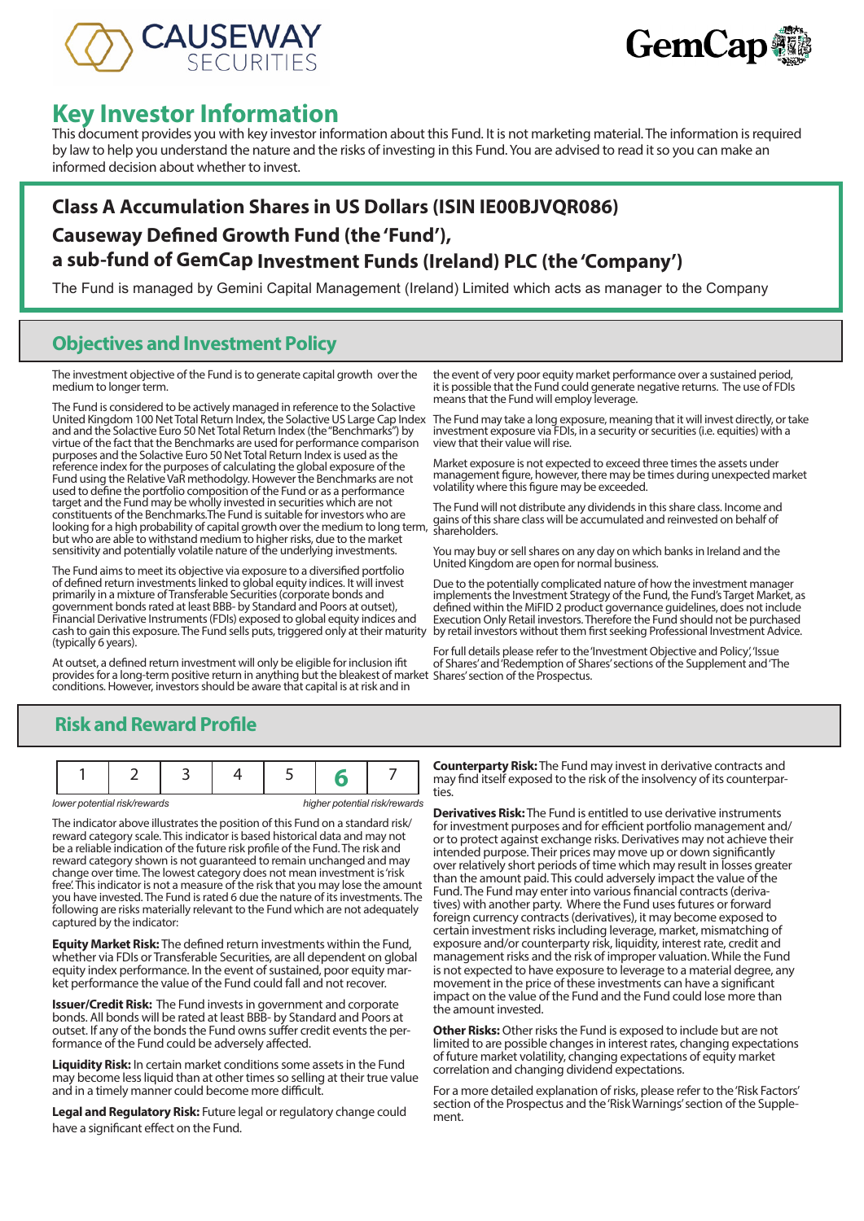# Key Investor Information

This document provides you with key investor information about this Fund. It is not marketing material. The information is required by law to help you understand the nature and the risks of investing in this Fund. You are advised to read it so you can make an informed decision about whether to invest.

## Class A Accumulation Shares in US Dollars (ISIN IE00BJVQR086)

## Causeway Defined Growth Fund (the 'Fund'), a sub-fund of GemCap Investment Funds (Ireland) PLC (the 'Company')

The Fund is managed by Gemini Capital Management (Ireland) Limited which acts as manager to the Company

## Objectives and Investment Policy

The investment objective of the Fund is to generate capital growth over the medium to longer term.

The Fund is considered to be actively managed in reference to the Solactive United Kingdom 100 Net Total Return Index, the Solactive US Large Cap Index and and the Solactive Euro 50 Net Total Return Index (the "Benchmarks") by virtue of the fact that the Benchmarks are used for performance comparison purposes and the Solactive Euro 50 Net Total Return Index is used as the reference index for the purposes of calculating the global exposure of the Fund using the Relative VaR methodolgy. However the Benchmarks are not used to define the portfolio composition of the Fund or as a performance target and the Fund may be wholly invested in securities which are not constituents of the Benchmarks.The Fund is suitable for investors who are looking for a high probability of capital growth over the medium to long term, but who are able to withstand medium to higher risks, due to the market sensitivity and potentially volatile nature of the underlying investments.

The Fund aims to meet its objective via exposure to a diversified portfolio of defined return investments linked to global equity indices. It will invest primarily in a mixture of Transferable Securities (corporate bonds and government bonds rated at least BBB- by Standard and Poors at outset), Financial Derivative Instruments (FDIs) exposed to global equity indices and cash to gain this exposure. The Fund sells puts, triggered only at their maturity (typically 6 years).

At outset, a defined return investment will only be eligible for inclusion ifit provides for a long-term positive return in anything but the bleakest of market conditions. However, investors should be aware that capital is at risk and in the event of very poor equity market performance over a sustained period, it is possible that the Fund could generate negative returns. The use of FDIs means that the Fund will employ leverage.

The Fund may take a long exposure, meaning that it will invest directly, or take investment exposure via FDIs, in a security or securities (i.e. equities) with a view that their value will rise.

Market exposure is not expected to exceed three times the assets under management figure, however, there may be times during unexpected market volatility where this figure may be exceeded.

The Fund will not distribute any dividends in this share class. Income and gains of this share class will be accumulated and reinvested on behalf of shareholders.

You may buy or sell shares on any day on which banks in Ireland and the United Kingdom are open for normal business.

Due to the potentially complicated nature of how the investment manager implements the Investment Strategy of the Fund, the Fund's Target Market, as defined within the MiFID 2 product governance guidelines, does not include Execution Only Retail investors. Therefore the Fund should not be purchased by retail investors without them first seeking Professional Investment Advice.

For full details please refer to the 'Investment Objective and Policy', 'Issue of Shares' and 'Redemption of Shares' sections of the Supplement and 'The Shares' section of the Prospectus.

## Risk and Reward Profile

| 1 | 2 | 3 | 4 | 5 | **6** | 7 |
|---|---|---|---|---|---|---|

*lower potential risk/rewards* — *higher potential risk/rewards*

The indicator above illustrates the position of this Fund on a standard risk/reward category scale. This indicator is based historical data and may not be a reliable indication of the future risk profile of the Fund. The risk and reward category shown is not guaranteed to remain unchanged and may change over time. The lowest category does not mean investment is 'risk free'. This indicator is not a measure of the risk that you may lose the amount you have invested. The Fund is rated 6 due the nature of its investments. The following are risks materially relevant to the Fund which are not adequately captured by the indicator:

**Equity Market Risk:** The defined return investments within the Fund, whether via FDIs or Transferable Securities, are all dependent on global equity index performance. In the event of sustained, poor equity market performance the value of the Fund could fall and not recover.

**Issuer/Credit Risk:** The Fund invests in government and corporate bonds. All bonds will be rated at least BBB- by Standard and Poors at outset. If any of the bonds the Fund owns suffer credit events the performance of the Fund could be adversely affected.

**Liquidity Risk:** In certain market conditions some assets in the Fund may become less liquid than at other times so selling at their true value and in a timely manner could become more difficult.

**Legal and Regulatory Risk:** Future legal or regulatory change could have a significant effect on the Fund.

**Counterparty Risk:** The Fund may invest in derivative contracts and may find itself exposed to the risk of the insolvency of its counterparties.

**Derivatives Risk:** The Fund is entitled to use derivative instruments for investment purposes and for efficient portfolio management and/or to protect against exchange risks. Derivatives may not achieve their intended purpose. Their prices may move up or down significantly over relatively short periods of time which may result in losses greater than the amount paid. This could adversely impact the value of the Fund. The Fund may enter into various financial contracts (derivatives) with another party. Where the Fund uses futures or forward foreign currency contracts (derivatives), it may become exposed to certain investment risks including leverage, market, mismatching of exposure and/or counterparty risk, liquidity, interest rate, credit and management risks and the risk of improper valuation. While the Fund is not expected to have exposure to leverage to a material degree, any movement in the price of these investments can have a significant impact on the value of the Fund and the Fund could lose more than the amount invested.

**Other Risks:** Other risks the Fund is exposed to include but are not limited to are possible changes in interest rates, changing expectations of future market volatility, changing expectations of equity market correlation and changing dividend expectations.

For a more detailed explanation of risks, please refer to the 'Risk Factors' section of the Prospectus and the 'Risk Warnings' section of the Supplement.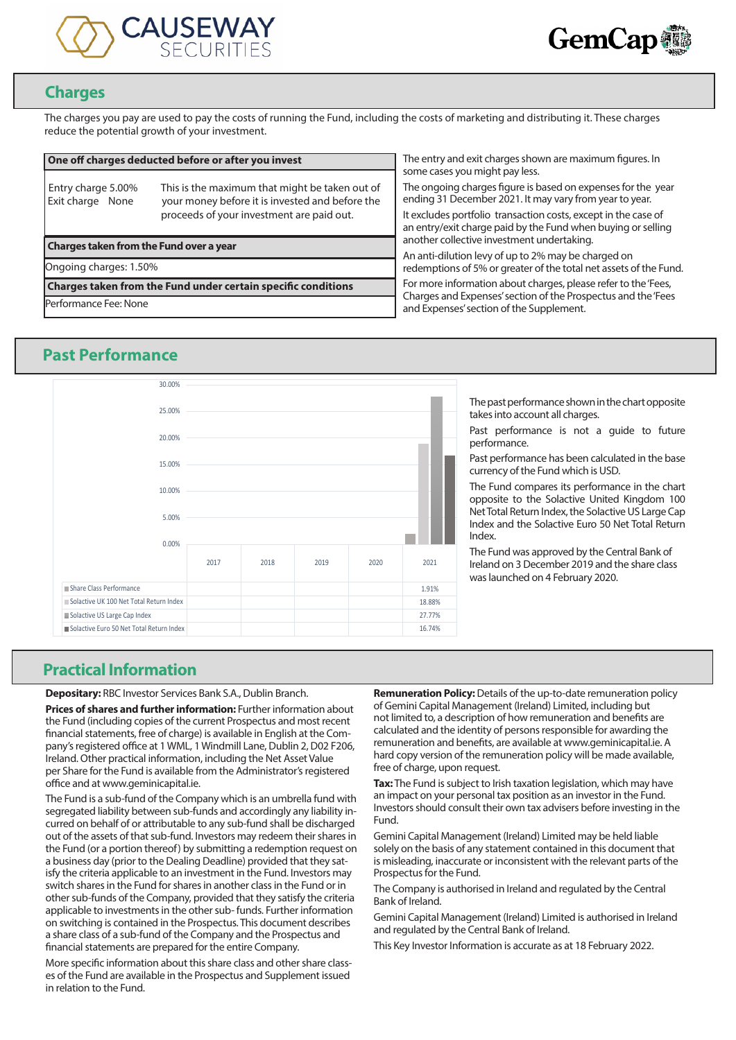## Charges

The charges you pay are used to pay the costs of running the Fund, including the costs of marketing and distributing it. These charges reduce the potential growth of your investment.

| One off charges deducted before or after you invest | |
|---|---|
| Entry charge 5.00%<br>Exit charge None | This is the maximum that might be taken out of your money before it is invested and before the proceeds of your investment are paid out. |
| **Charges taken from the Fund over a year** | |
| Ongoing charges: 1.50% | |
| **Charges taken from the Fund under certain specific conditions** | |
| Performance Fee: None | |

The entry and exit charges shown are maximum figures. In some cases you might pay less.

The ongoing charges figure is based on expenses for the year ending 31 December 2021. It may vary from year to year.

It excludes portfolio transaction costs, except in the case of an entry/exit charge paid by the Fund when buying or selling another collective investment undertaking.

An anti-dilution levy of up to 2% may be charged on redemptions of 5% or greater of the total net assets of the Fund.

For more information about charges, please refer to the 'Fees, Charges and Expenses' section of the Prospectus and the 'Fees and Expenses' section of the Supplement.

## Past Performance

30.00%
25.00%
20.00%
15.00%
10.00%
5.00%
0.00%

2017 2018 2019 2020 2021

Share Class Performance 1.91%
Solactive UK 100 Net Total Return Index 18.88%
Solactive US Large Cap Index 27.77%
Solactive Euro 50 Net Total Return Index 16.74%

The past performance shown in the chart opposite takes into account all charges.

Past performance is not a guide to future performance.

Past performance has been calculated in the base currency of the Fund which is USD.

The Fund compares its performance in the chart opposite to the Solactive United Kingdom 100 Net Total Return Index, the Solactive US Large Cap Index and the Solactive Euro 50 Net Total Return Index.

The Fund was approved by the Central Bank of Ireland on 3 December 2019 and the share class was launched on 4 February 2020.

## Practical Information

**Depositary:** RBC Investor Services Bank S.A., Dublin Branch.

**Prices of shares and further information:** Further information about the Fund (including copies of the current Prospectus and most recent financial statements, free of charge) is available in English at the Company's registered office at 1 WML, 1 Windmill Lane, Dublin 2, D02 F206, Ireland. Other practical information, including the Net Asset Value per Share for the Fund is available from the Administrator's registered office and at www.geminicapital.ie.

The Fund is a sub-fund of the Company which is an umbrella fund with segregated liability between sub-funds and accordingly any liability incurred on behalf of or attributable to any sub-fund shall be discharged out of the assets of that sub-fund. Investors may redeem their shares in the Fund (or a portion thereof) by submitting a redemption request on a business day (prior to the Dealing Deadline) provided that they satisfy the criteria applicable to an investment in the Fund. Investors may switch shares in the Fund for shares in another class in the Fund or in other sub-funds of the Company, provided that they satisfy the criteria applicable to investments in the other sub- funds. Further information on switching is contained in the Prospectus. This document describes a share class of a sub-fund of the Company and the Prospectus and financial statements are prepared for the entire Company.

More specific information about this share class and other share classes of the Fund are available in the Prospectus and Supplement issued in relation to the Fund.

**Remuneration Policy:** Details of the up-to-date remuneration policy of Gemini Capital Management (Ireland) Limited, including but not limited to, a description of how remuneration and benefits are calculated and the identity of persons responsible for awarding the remuneration and benefits, are available at www.geminicapital.ie. A hard copy version of the remuneration policy will be made available, free of charge, upon request.

**Tax:** The Fund is subject to Irish taxation legislation, which may have an impact on your personal tax position as an investor in the Fund. Investors should consult their own tax advisers before investing in the Fund.

Gemini Capital Management (Ireland) Limited may be held liable solely on the basis of any statement contained in this document that is misleading, inaccurate or inconsistent with the relevant parts of the Prospectus for the Fund.

The Company is authorised in Ireland and regulated by the Central Bank of Ireland.

Gemini Capital Management (Ireland) Limited is authorised in Ireland and regulated by the Central Bank of Ireland.

This Key Investor Information is accurate as at 18 February 2022.